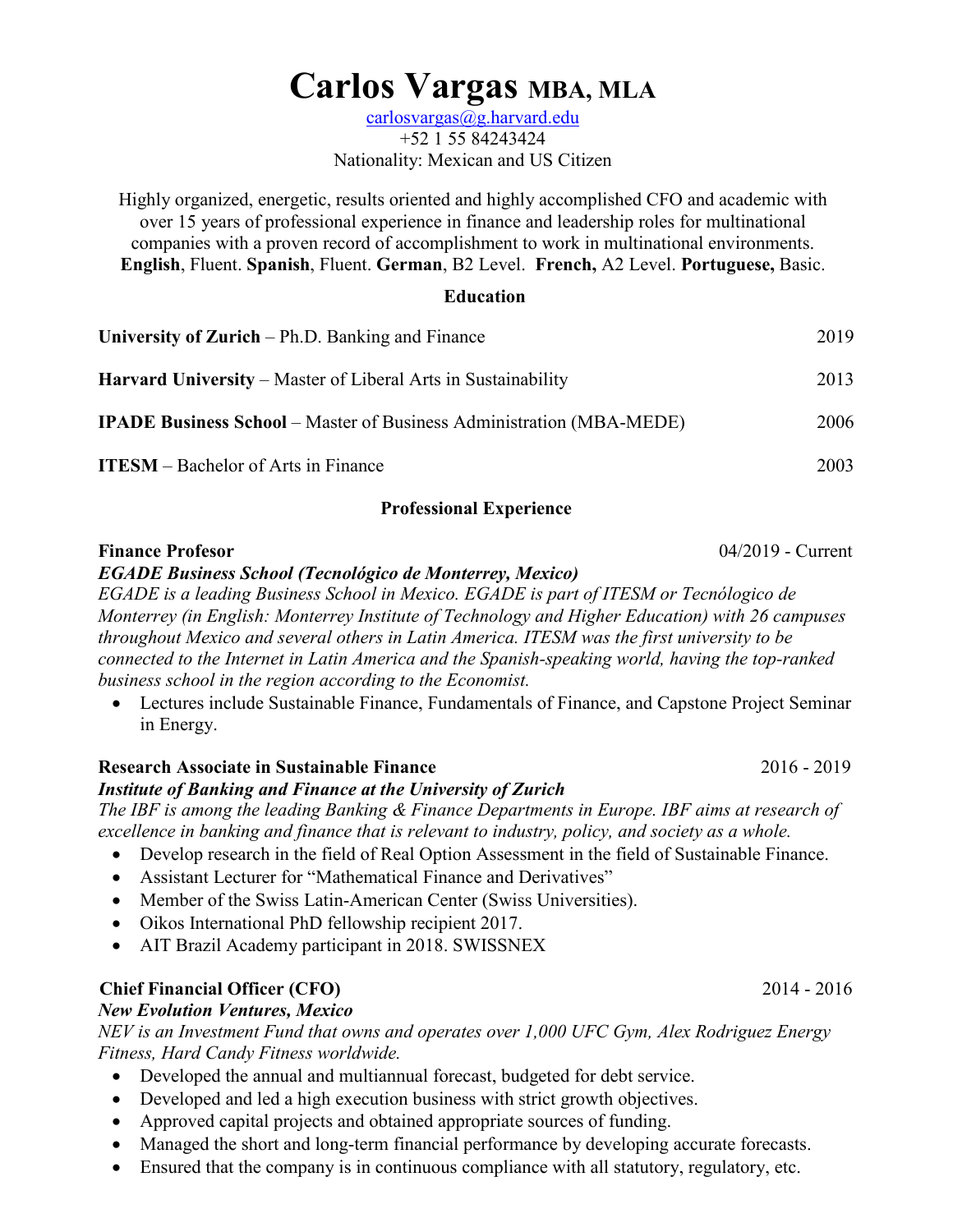# Carlos Vargas MBA, MLA

carlosvargas@g.harvard.edu
+52 1 55 84243424
Nationality: Mexican and US Citizen

Highly organized, energetic, results oriented and highly accomplished CFO and academic with over 15 years of professional experience in finance and leadership roles for multinational companies with a proven record of accomplishment to work in multinational environments. **English**, Fluent. **Spanish**, Fluent. **German**, B2 Level. **French,** A2 Level. **Portuguese,** Basic.

## Education

**University of Zurich** – Ph.D. Banking and Finance — 2019

**Harvard University** – Master of Liberal Arts in Sustainability — 2013

**IPADE Business School** – Master of Business Administration (MBA-MEDE) — 2006

**ITESM** – Bachelor of Arts in Finance — 2003

## Professional Experience

**Finance Profesor** — 04/2019 - Current
***EGADE Business School (Tecnológico de Monterrey, Mexico)***
*EGADE is a leading Business School in Mexico. EGADE is part of ITESM or Tecnólogico de Monterrey (in English: Monterrey Institute of Technology and Higher Education) with 26 campuses throughout Mexico and several others in Latin America. ITESM was the first university to be connected to the Internet in Latin America and the Spanish-speaking world, having the top-ranked business school in the region according to the Economist.*

- Lectures include Sustainable Finance, Fundamentals of Finance, and Capstone Project Seminar in Energy.

**Research Associate in Sustainable Finance** — 2016 - 2019
***Institute of Banking and Finance at the University of Zurich***
*The IBF is among the leading Banking & Finance Departments in Europe. IBF aims at research of excellence in banking and finance that is relevant to industry, policy, and society as a whole.*

- Develop research in the field of Real Option Assessment in the field of Sustainable Finance.
- Assistant Lecturer for "Mathematical Finance and Derivatives"
- Member of the Swiss Latin-American Center (Swiss Universities).
- Oikos International PhD fellowship recipient 2017.
- AIT Brazil Academy participant in 2018. SWISSNEX

**Chief Financial Officer (CFO)** — 2014 - 2016
***New Evolution Ventures, Mexico***
*NEV is an Investment Fund that owns and operates over 1,000 UFC Gym, Alex Rodriguez Energy Fitness, Hard Candy Fitness worldwide.*

- Developed the annual and multiannual forecast, budgeted for debt service.
- Developed and led a high execution business with strict growth objectives.
- Approved capital projects and obtained appropriate sources of funding.
- Managed the short and long-term financial performance by developing accurate forecasts.
- Ensured that the company is in continuous compliance with all statutory, regulatory, etc.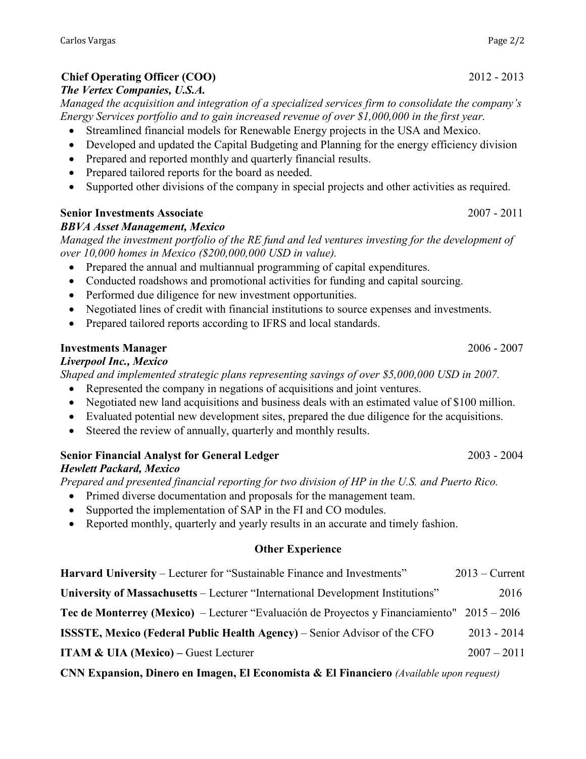**Chief Operating Officer (COO)** 2012 - 2013

***The Vertex Companies, U.S.A.***

*Managed the acquisition and integration of a specialized services firm to consolidate the company's Energy Services portfolio and to gain increased revenue of over $1,000,000 in the first year.*

- Streamlined financial models for Renewable Energy projects in the USA and Mexico.
- Developed and updated the Capital Budgeting and Planning for the energy efficiency division
- Prepared and reported monthly and quarterly financial results.
- Prepared tailored reports for the board as needed.
- Supported other divisions of the company in special projects and other activities as required.

**Senior Investments Associate** 2007 - 2011

***BBVA Asset Management, Mexico***

*Managed the investment portfolio of the RE fund and led ventures investing for the development of over 10,000 homes in Mexico ($200,000,000 USD in value).*

- Prepared the annual and multiannual programming of capital expenditures.
- Conducted roadshows and promotional activities for funding and capital sourcing.
- Performed due diligence for new investment opportunities.
- Negotiated lines of credit with financial institutions to source expenses and investments.
- Prepared tailored reports according to IFRS and local standards.

**Investments Manager** 2006 - 2007

***Liverpool Inc., Mexico***

*Shaped and implemented strategic plans representing savings of over $5,000,000 USD in 2007.*

- Represented the company in negations of acquisitions and joint ventures.
- Negotiated new land acquisitions and business deals with an estimated value of $100 million.
- Evaluated potential new development sites, prepared the due diligence for the acquisitions.
- Steered the review of annually, quarterly and monthly results.

**Senior Financial Analyst for General Ledger** 2003 - 2004

***Hewlett Packard, Mexico***

*Prepared and presented financial reporting for two division of HP in the U.S. and Puerto Rico.*

- Primed diverse documentation and proposals for the management team.
- Supported the implementation of SAP in the FI and CO modules.
- Reported monthly, quarterly and yearly results in an accurate and timely fashion.

## Other Experience

**Harvard University** – Lecturer for "Sustainable Finance and Investments" 2013 – Current

**University of Massachusetts** – Lecturer "International Development Institutions" 2016

**Tec de Monterrey (Mexico)** – Lecturer "Evaluación de Proyectos y Financiamiento" 2015 – 20l6

**ISSSTE, Mexico (Federal Public Health Agency)** – Senior Advisor of the CFO 2013 - 2014

**ITAM & UIA (Mexico) –** Guest Lecturer 2007 – 2011

**CNN Expansion, Dinero en Imagen, El Economista & El Financiero** *(Available upon request)*